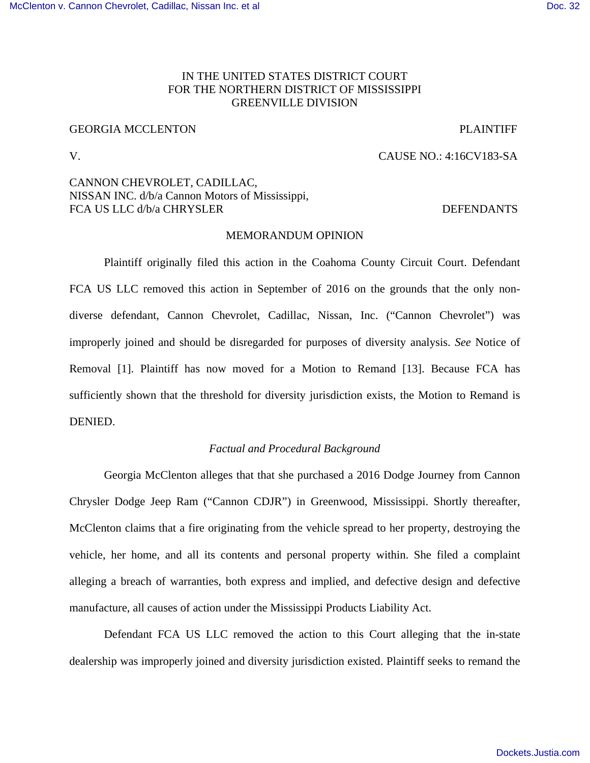IN THE UNITED STATES DISTRICT COURT
FOR THE NORTHERN DISTRICT OF MISSISSIPPI
GREENVILLE DIVISION

GEORGIA MCCLENTON PLAINTIFF

V. CAUSE NO.: 4:16CV183-SA

CANNON CHEVROLET, CADILLAC,
NISSAN INC. d/b/a Cannon Motors of Mississippi,
FCA US LLC d/b/a CHRYSLER DEFENDANTS

MEMORANDUM OPINION

Plaintiff originally filed this action in the Coahoma County Circuit Court. Defendant FCA US LLC removed this action in September of 2016 on the grounds that the only non-diverse defendant, Cannon Chevrolet, Cadillac, Nissan, Inc. ("Cannon Chevrolet") was improperly joined and should be disregarded for purposes of diversity analysis. *See* Notice of Removal [1]. Plaintiff has now moved for a Motion to Remand [13]. Because FCA has sufficiently shown that the threshold for diversity jurisdiction exists, the Motion to Remand is DENIED.

*Factual and Procedural Background*

Georgia McClenton alleges that that she purchased a 2016 Dodge Journey from Cannon Chrysler Dodge Jeep Ram ("Cannon CDJR") in Greenwood, Mississippi. Shortly thereafter, McClenton claims that a fire originating from the vehicle spread to her property, destroying the vehicle, her home, and all its contents and personal property within. She filed a complaint alleging a breach of warranties, both express and implied, and defective design and defective manufacture, all causes of action under the Mississippi Products Liability Act.

Defendant FCA US LLC removed the action to this Court alleging that the in-state dealership was improperly joined and diversity jurisdiction existed. Plaintiff seeks to remand the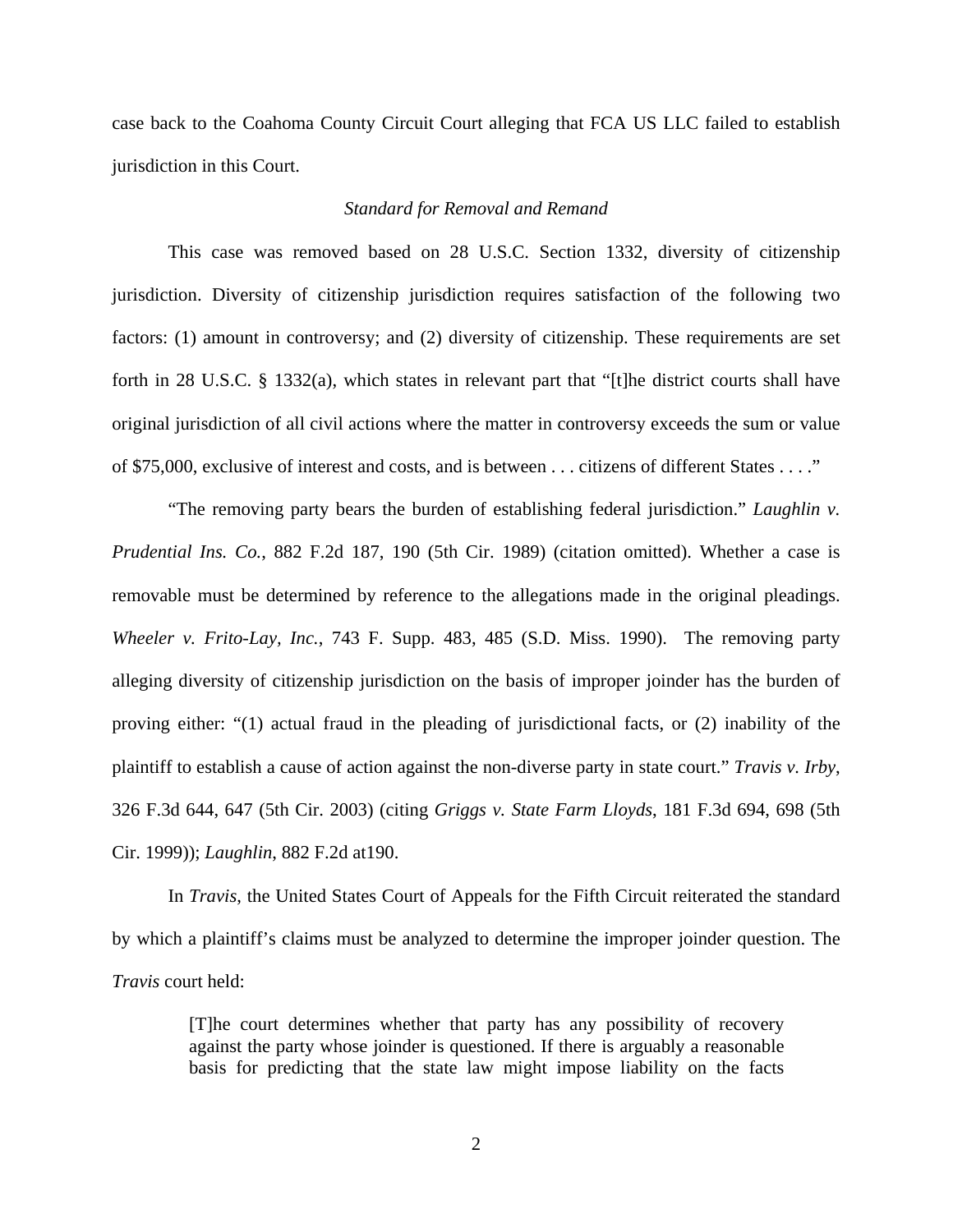case back to the Coahoma County Circuit Court alleging that FCA US LLC failed to establish jurisdiction in this Court.

*Standard for Removal and Remand*

This case was removed based on 28 U.S.C. Section 1332, diversity of citizenship jurisdiction. Diversity of citizenship jurisdiction requires satisfaction of the following two factors: (1) amount in controversy; and (2) diversity of citizenship. These requirements are set forth in 28 U.S.C. § 1332(a), which states in relevant part that "[t]he district courts shall have original jurisdiction of all civil actions where the matter in controversy exceeds the sum or value of $75,000, exclusive of interest and costs, and is between . . . citizens of different States . . . ."

"The removing party bears the burden of establishing federal jurisdiction." *Laughlin v. Prudential Ins. Co.*, 882 F.2d 187, 190 (5th Cir. 1989) (citation omitted). Whether a case is removable must be determined by reference to the allegations made in the original pleadings. *Wheeler v. Frito-Lay, Inc.*, 743 F. Supp. 483, 485 (S.D. Miss. 1990). The removing party alleging diversity of citizenship jurisdiction on the basis of improper joinder has the burden of proving either: "(1) actual fraud in the pleading of jurisdictional facts, or (2) inability of the plaintiff to establish a cause of action against the non-diverse party in state court." *Travis v. Irby*, 326 F.3d 644, 647 (5th Cir. 2003) (citing *Griggs v. State Farm Lloyds*, 181 F.3d 694, 698 (5th Cir. 1999)); *Laughlin*, 882 F.2d at190.

In *Travis*, the United States Court of Appeals for the Fifth Circuit reiterated the standard by which a plaintiff's claims must be analyzed to determine the improper joinder question. The *Travis* court held:

> [T]he court determines whether that party has any possibility of recovery against the party whose joinder is questioned. If there is arguably a reasonable basis for predicting that the state law might impose liability on the facts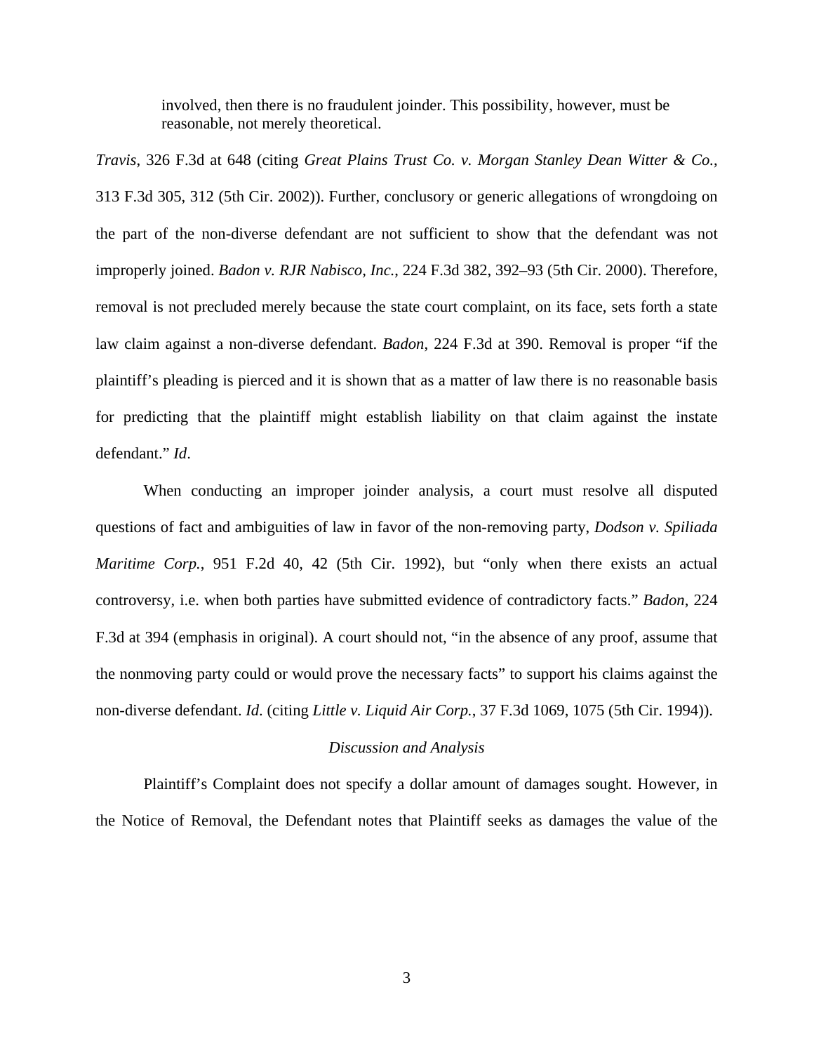> involved, then there is no fraudulent joinder. This possibility, however, must be reasonable, not merely theoretical.

*Travis*, 326 F.3d at 648 (citing *Great Plains Trust Co. v. Morgan Stanley Dean Witter & Co.*, 313 F.3d 305, 312 (5th Cir. 2002)). Further, conclusory or generic allegations of wrongdoing on the part of the non-diverse defendant are not sufficient to show that the defendant was not improperly joined. *Badon v. RJR Nabisco, Inc.*, 224 F.3d 382, 392–93 (5th Cir. 2000). Therefore, removal is not precluded merely because the state court complaint, on its face, sets forth a state law claim against a non-diverse defendant. *Badon*, 224 F.3d at 390. Removal is proper "if the plaintiff's pleading is pierced and it is shown that as a matter of law there is no reasonable basis for predicting that the plaintiff might establish liability on that claim against the instate defendant." *Id*.

When conducting an improper joinder analysis, a court must resolve all disputed questions of fact and ambiguities of law in favor of the non-removing party, *Dodson v. Spiliada Maritime Corp.*, 951 F.2d 40, 42 (5th Cir. 1992), but "only when there exists an actual controversy, i.e. when both parties have submitted evidence of contradictory facts." *Badon*, 224 F.3d at 394 (emphasis in original). A court should not, "in the absence of any proof, assume that the nonmoving party could or would prove the necessary facts" to support his claims against the non-diverse defendant. *Id*. (citing *Little v. Liquid Air Corp.*, 37 F.3d 1069, 1075 (5th Cir. 1994)).

*Discussion and Analysis*

Plaintiff's Complaint does not specify a dollar amount of damages sought. However, in the Notice of Removal, the Defendant notes that Plaintiff seeks as damages the value of the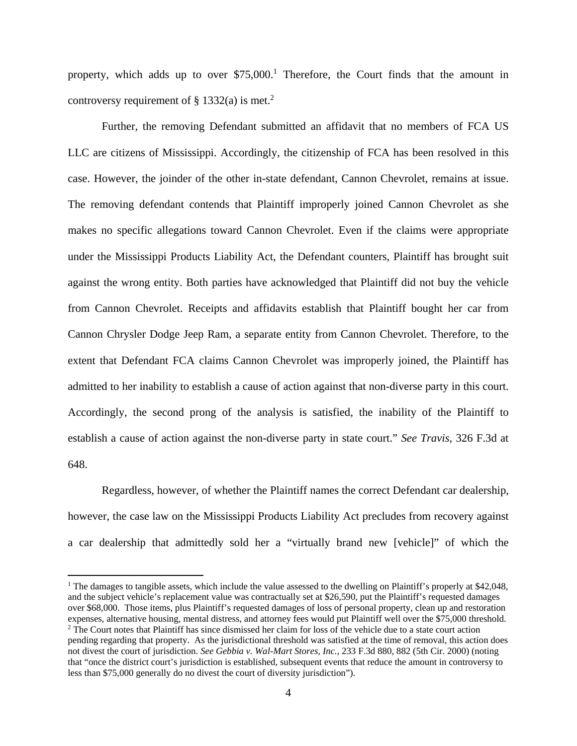property, which adds up to over $75,000.[1] Therefore, the Court finds that the amount in controversy requirement of § 1332(a) is met.[2]

Further, the removing Defendant submitted an affidavit that no members of FCA US LLC are citizens of Mississippi. Accordingly, the citizenship of FCA has been resolved in this case. However, the joinder of the other in-state defendant, Cannon Chevrolet, remains at issue. The removing defendant contends that Plaintiff improperly joined Cannon Chevrolet as she makes no specific allegations toward Cannon Chevrolet. Even if the claims were appropriate under the Mississippi Products Liability Act, the Defendant counters, Plaintiff has brought suit against the wrong entity. Both parties have acknowledged that Plaintiff did not buy the vehicle from Cannon Chevrolet. Receipts and affidavits establish that Plaintiff bought her car from Cannon Chrysler Dodge Jeep Ram, a separate entity from Cannon Chevrolet. Therefore, to the extent that Defendant FCA claims Cannon Chevrolet was improperly joined, the Plaintiff has admitted to her inability to establish a cause of action against that non-diverse party in this court. Accordingly, the second prong of the analysis is satisfied, the inability of the Plaintiff to establish a cause of action against the non-diverse party in state court." *See Travis*, 326 F.3d at 648.

Regardless, however, of whether the Plaintiff names the correct Defendant car dealership, however, the case law on the Mississippi Products Liability Act precludes from recovery against a car dealership that admittedly sold her a "virtually brand new [vehicle]" of which the

---

[1] The damages to tangible assets, which include the value assessed to the dwelling on Plaintiff's properly at $42,048, and the subject vehicle's replacement value was contractually set at $26,590, put the Plaintiff's requested damages over $68,000. Those items, plus Plaintiff's requested damages of loss of personal property, clean up and restoration expenses, alternative housing, mental distress, and attorney fees would put Plaintiff well over the $75,000 threshold.

[2] The Court notes that Plaintiff has since dismissed her claim for loss of the vehicle due to a state court action pending regarding that property. As the jurisdictional threshold was satisfied at the time of removal, this action does not divest the court of jurisdiction. *See Gebbia v. Wal-Mart Stores, Inc.*, 233 F.3d 880, 882 (5th Cir. 2000) (noting that "once the district court's jurisdiction is established, subsequent events that reduce the amount in controversy to less than $75,000 generally do no divest the court of diversity jurisdiction").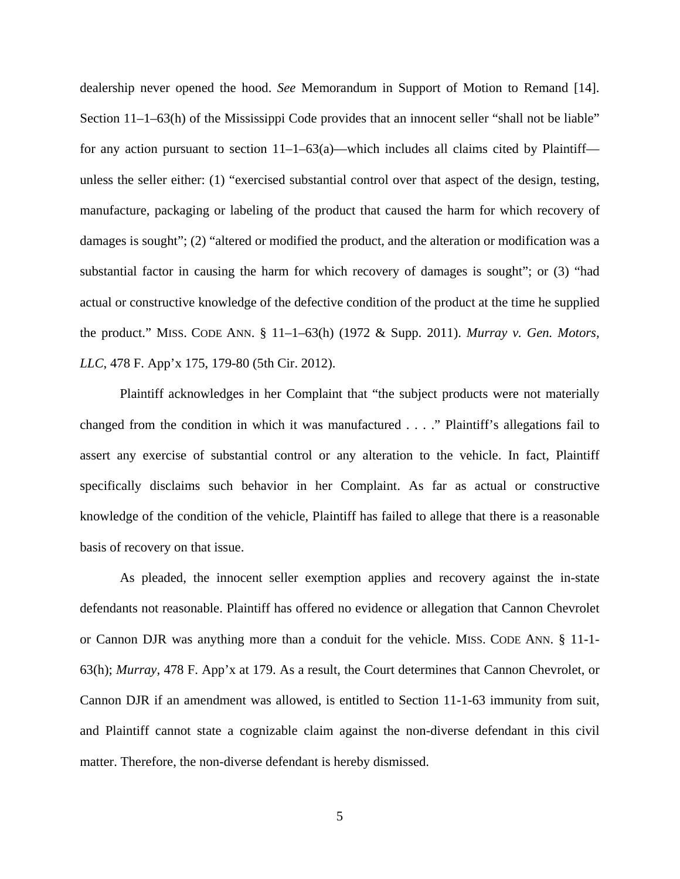dealership never opened the hood. *See* Memorandum in Support of Motion to Remand [14]. Section 11–1–63(h) of the Mississippi Code provides that an innocent seller "shall not be liable" for any action pursuant to section 11–1–63(a)—which includes all claims cited by Plaintiff—unless the seller either: (1) "exercised substantial control over that aspect of the design, testing, manufacture, packaging or labeling of the product that caused the harm for which recovery of damages is sought"; (2) "altered or modified the product, and the alteration or modification was a substantial factor in causing the harm for which recovery of damages is sought"; or (3) "had actual or constructive knowledge of the defective condition of the product at the time he supplied the product." MISS. CODE ANN. § 11–1–63(h) (1972 & Supp. 2011). *Murray v. Gen. Motors, LLC*, 478 F. App'x 175, 179-80 (5th Cir. 2012).

Plaintiff acknowledges in her Complaint that "the subject products were not materially changed from the condition in which it was manufactured . . . ." Plaintiff's allegations fail to assert any exercise of substantial control or any alteration to the vehicle. In fact, Plaintiff specifically disclaims such behavior in her Complaint. As far as actual or constructive knowledge of the condition of the vehicle, Plaintiff has failed to allege that there is a reasonable basis of recovery on that issue.

As pleaded, the innocent seller exemption applies and recovery against the in-state defendants not reasonable. Plaintiff has offered no evidence or allegation that Cannon Chevrolet or Cannon DJR was anything more than a conduit for the vehicle. MISS. CODE ANN. § 11-1-63(h); *Murray*, 478 F. App'x at 179. As a result, the Court determines that Cannon Chevrolet, or Cannon DJR if an amendment was allowed, is entitled to Section 11-1-63 immunity from suit, and Plaintiff cannot state a cognizable claim against the non-diverse defendant in this civil matter. Therefore, the non-diverse defendant is hereby dismissed.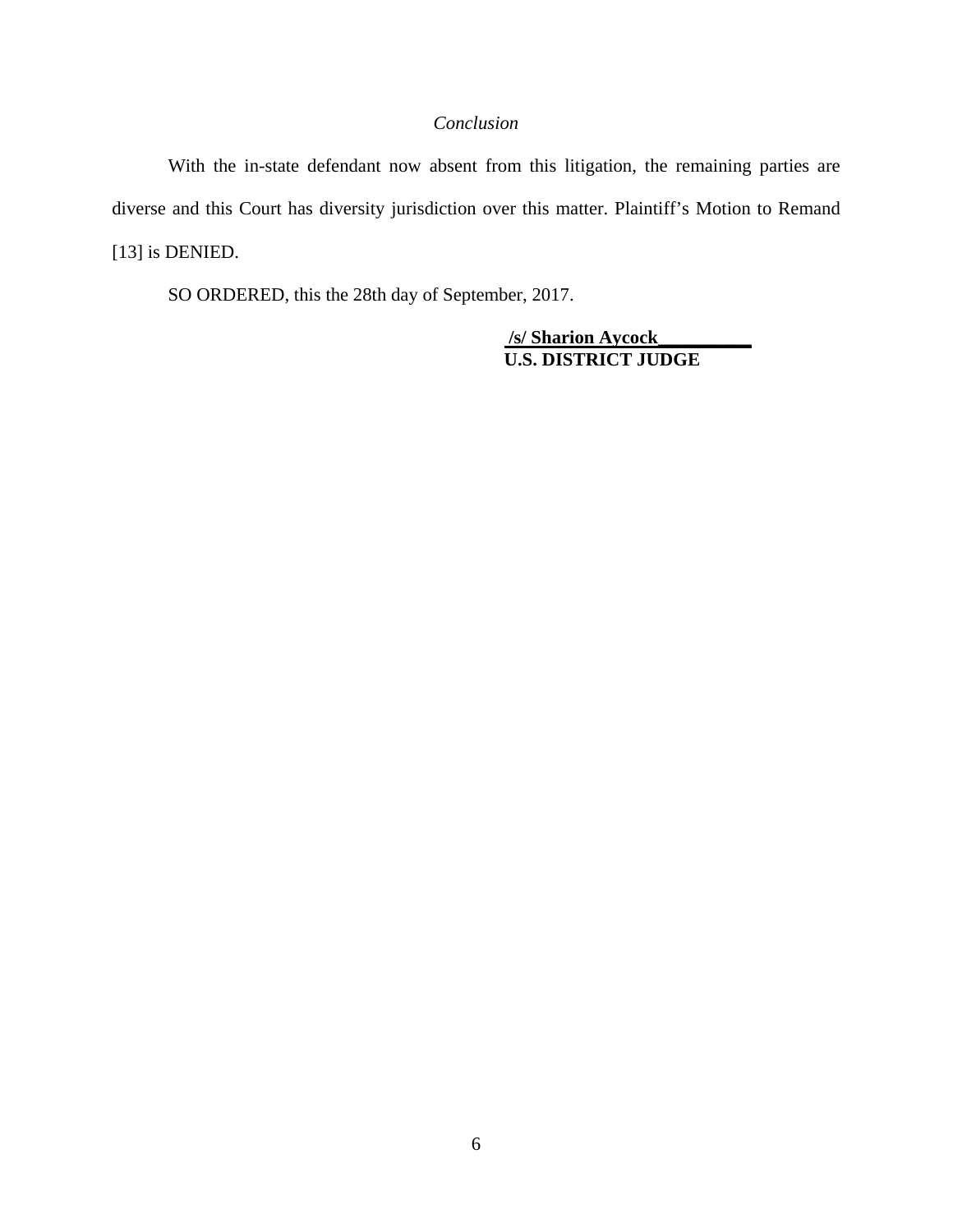*Conclusion*

With the in-state defendant now absent from this litigation, the remaining parties are diverse and this Court has diversity jurisdiction over this matter. Plaintiff's Motion to Remand [13] is DENIED.

SO ORDERED, this the 28th day of September, 2017.

**/s/ Sharion Aycock**__________
**U.S. DISTRICT JUDGE**